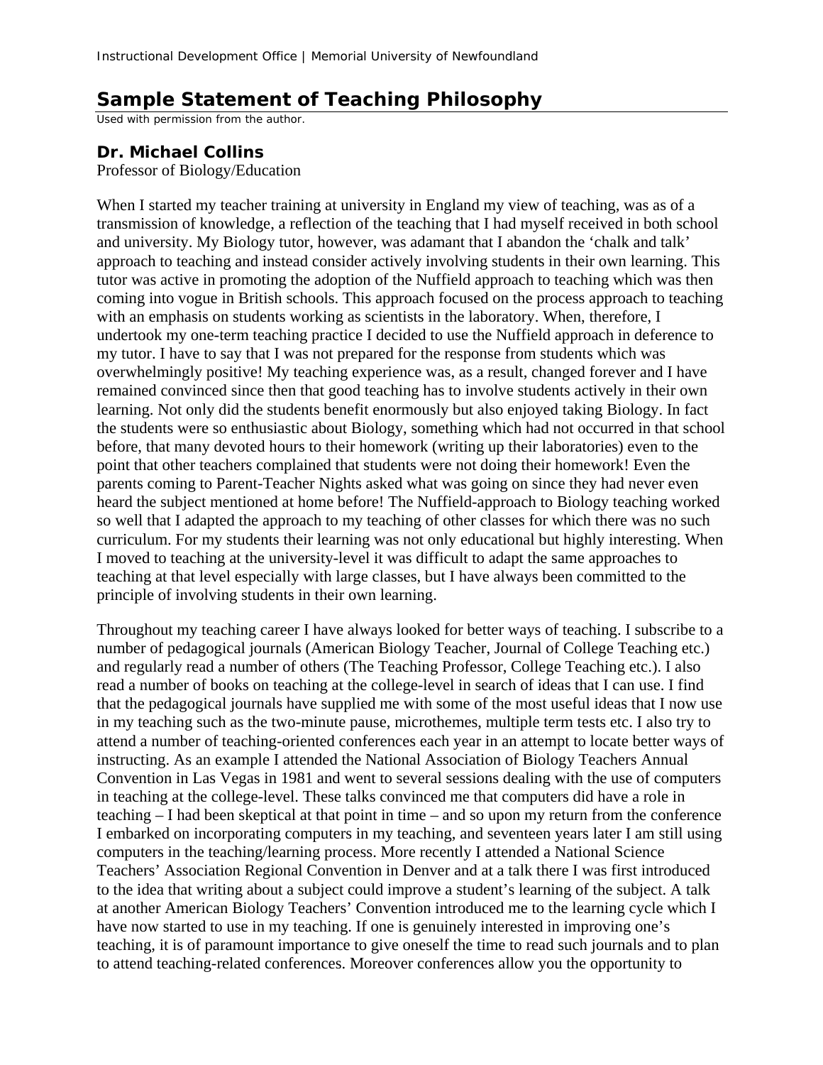# Sample Statement of Teaching Philosophy

*Used with permission from the author.*

### Dr. Michael Collins

Professor of Biology/Education

When I started my teacher training at university in England my view of teaching, was as of a transmission of knowledge, a reflection of the teaching that I had myself received in both school and university. My Biology tutor, however, was adamant that I abandon the 'chalk and talk' approach to teaching and instead consider actively involving students in their own learning. This tutor was active in promoting the adoption of the Nuffield approach to teaching which was then coming into vogue in British schools. This approach focused on the process approach to teaching with an emphasis on students working as scientists in the laboratory. When, therefore, I undertook my one-term teaching practice I decided to use the Nuffield approach in deference to my tutor. I have to say that I was not prepared for the response from students which was overwhelmingly positive! My teaching experience was, as a result, changed forever and I have remained convinced since then that good teaching has to involve students actively in their own learning. Not only did the students benefit enormously but also enjoyed taking Biology. In fact the students were so enthusiastic about Biology, something which had not occurred in that school before, that many devoted hours to their homework (writing up their laboratories) even to the point that other teachers complained that students were not doing their homework! Even the parents coming to Parent-Teacher Nights asked what was going on since they had never even heard the subject mentioned at home before! The Nuffield-approach to Biology teaching worked so well that I adapted the approach to my teaching of other classes for which there was no such curriculum. For my students their learning was not only educational but highly interesting. When I moved to teaching at the university-level it was difficult to adapt the same approaches to teaching at that level especially with large classes, but I have always been committed to the principle of involving students in their own learning.

Throughout my teaching career I have always looked for better ways of teaching. I subscribe to a number of pedagogical journals (American Biology Teacher, Journal of College Teaching etc.) and regularly read a number of others (The Teaching Professor, College Teaching etc.). I also read a number of books on teaching at the college-level in search of ideas that I can use. I find that the pedagogical journals have supplied me with some of the most useful ideas that I now use in my teaching such as the two-minute pause, microthemes, multiple term tests etc. I also try to attend a number of teaching-oriented conferences each year in an attempt to locate better ways of instructing. As an example I attended the National Association of Biology Teachers Annual Convention in Las Vegas in 1981 and went to several sessions dealing with the use of computers in teaching at the college-level. These talks convinced me that computers did have a role in teaching – I had been skeptical at that point in time – and so upon my return from the conference I embarked on incorporating computers in my teaching, and seventeen years later I am still using computers in the teaching/learning process. More recently I attended a National Science Teachers' Association Regional Convention in Denver and at a talk there I was first introduced to the idea that writing about a subject could improve a student's learning of the subject. A talk at another American Biology Teachers' Convention introduced me to the learning cycle which I have now started to use in my teaching. If one is genuinely interested in improving one's teaching, it is of paramount importance to give oneself the time to read such journals and to plan to attend teaching-related conferences. Moreover conferences allow you the opportunity to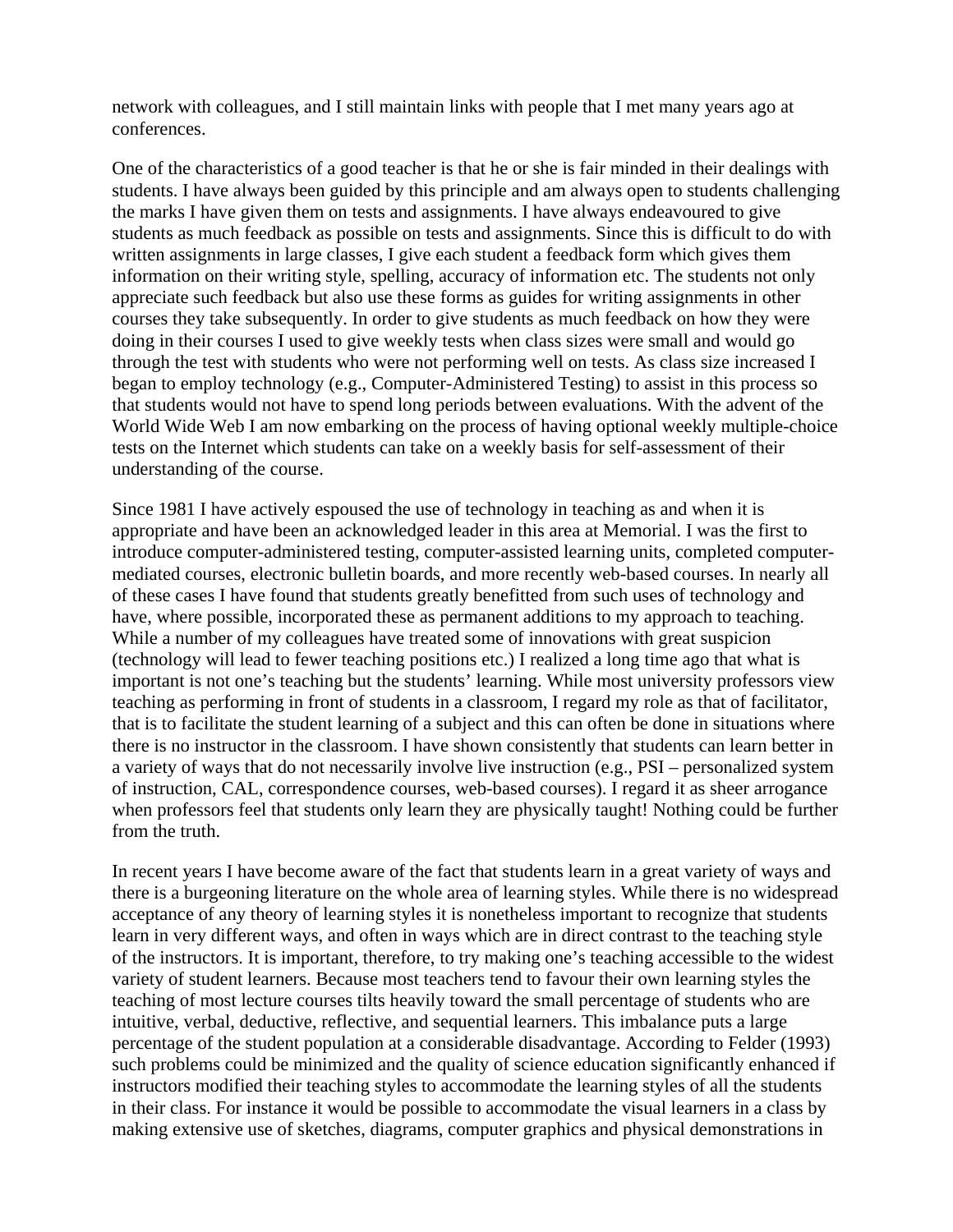network with colleagues, and I still maintain links with people that I met many years ago at conferences.

One of the characteristics of a good teacher is that he or she is fair minded in their dealings with students. I have always been guided by this principle and am always open to students challenging the marks I have given them on tests and assignments. I have always endeavoured to give students as much feedback as possible on tests and assignments. Since this is difficult to do with written assignments in large classes, I give each student a feedback form which gives them information on their writing style, spelling, accuracy of information etc. The students not only appreciate such feedback but also use these forms as guides for writing assignments in other courses they take subsequently. In order to give students as much feedback on how they were doing in their courses I used to give weekly tests when class sizes were small and would go through the test with students who were not performing well on tests. As class size increased I began to employ technology (e.g., Computer-Administered Testing) to assist in this process so that students would not have to spend long periods between evaluations. With the advent of the World Wide Web I am now embarking on the process of having optional weekly multiple-choice tests on the Internet which students can take on a weekly basis for self-assessment of their understanding of the course.

Since 1981 I have actively espoused the use of technology in teaching as and when it is appropriate and have been an acknowledged leader in this area at Memorial. I was the first to introduce computer-administered testing, computer-assisted learning units, completed computer-mediated courses, electronic bulletin boards, and more recently web-based courses. In nearly all of these cases I have found that students greatly benefitted from such uses of technology and have, where possible, incorporated these as permanent additions to my approach to teaching. While a number of my colleagues have treated some of innovations with great suspicion (technology will lead to fewer teaching positions etc.) I realized a long time ago that what is important is not one's teaching but the students' learning. While most university professors view teaching as performing in front of students in a classroom, I regard my role as that of facilitator, that is to facilitate the student learning of a subject and this can often be done in situations where there is no instructor in the classroom. I have shown consistently that students can learn better in a variety of ways that do not necessarily involve live instruction (e.g., PSI – personalized system of instruction, CAL, correspondence courses, web-based courses). I regard it as sheer arrogance when professors feel that students only learn they are physically taught! Nothing could be further from the truth.

In recent years I have become aware of the fact that students learn in a great variety of ways and there is a burgeoning literature on the whole area of learning styles. While there is no widespread acceptance of any theory of learning styles it is nonetheless important to recognize that students learn in very different ways, and often in ways which are in direct contrast to the teaching style of the instructors. It is important, therefore, to try making one's teaching accessible to the widest variety of student learners. Because most teachers tend to favour their own learning styles the teaching of most lecture courses tilts heavily toward the small percentage of students who are intuitive, verbal, deductive, reflective, and sequential learners. This imbalance puts a large percentage of the student population at a considerable disadvantage. According to Felder (1993) such problems could be minimized and the quality of science education significantly enhanced if instructors modified their teaching styles to accommodate the learning styles of all the students in their class. For instance it would be possible to accommodate the visual learners in a class by making extensive use of sketches, diagrams, computer graphics and physical demonstrations in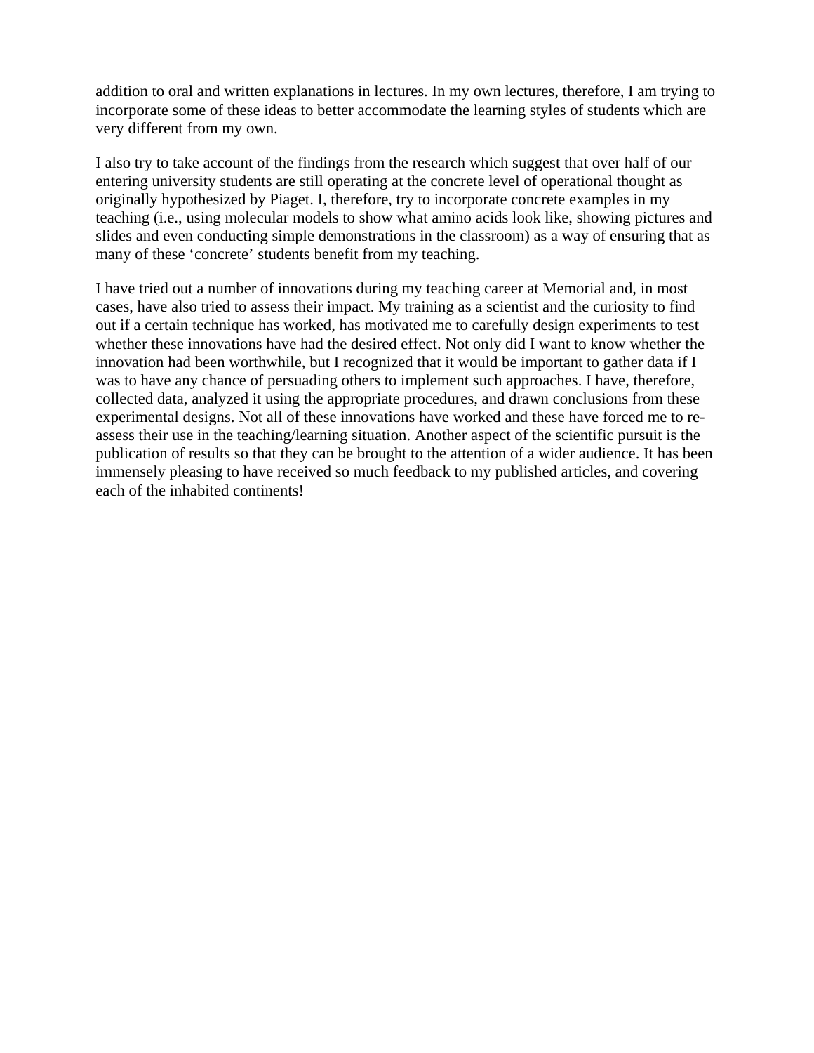addition to oral and written explanations in lectures. In my own lectures, therefore, I am trying to incorporate some of these ideas to better accommodate the learning styles of students which are very different from my own.

I also try to take account of the findings from the research which suggest that over half of our entering university students are still operating at the concrete level of operational thought as originally hypothesized by Piaget. I, therefore, try to incorporate concrete examples in my teaching (i.e., using molecular models to show what amino acids look like, showing pictures and slides and even conducting simple demonstrations in the classroom) as a way of ensuring that as many of these 'concrete' students benefit from my teaching.

I have tried out a number of innovations during my teaching career at Memorial and, in most cases, have also tried to assess their impact. My training as a scientist and the curiosity to find out if a certain technique has worked, has motivated me to carefully design experiments to test whether these innovations have had the desired effect. Not only did I want to know whether the innovation had been worthwhile, but I recognized that it would be important to gather data if I was to have any chance of persuading others to implement such approaches. I have, therefore, collected data, analyzed it using the appropriate procedures, and drawn conclusions from these experimental designs. Not all of these innovations have worked and these have forced me to re-assess their use in the teaching/learning situation. Another aspect of the scientific pursuit is the publication of results so that they can be brought to the attention of a wider audience. It has been immensely pleasing to have received so much feedback to my published articles, and covering each of the inhabited continents!